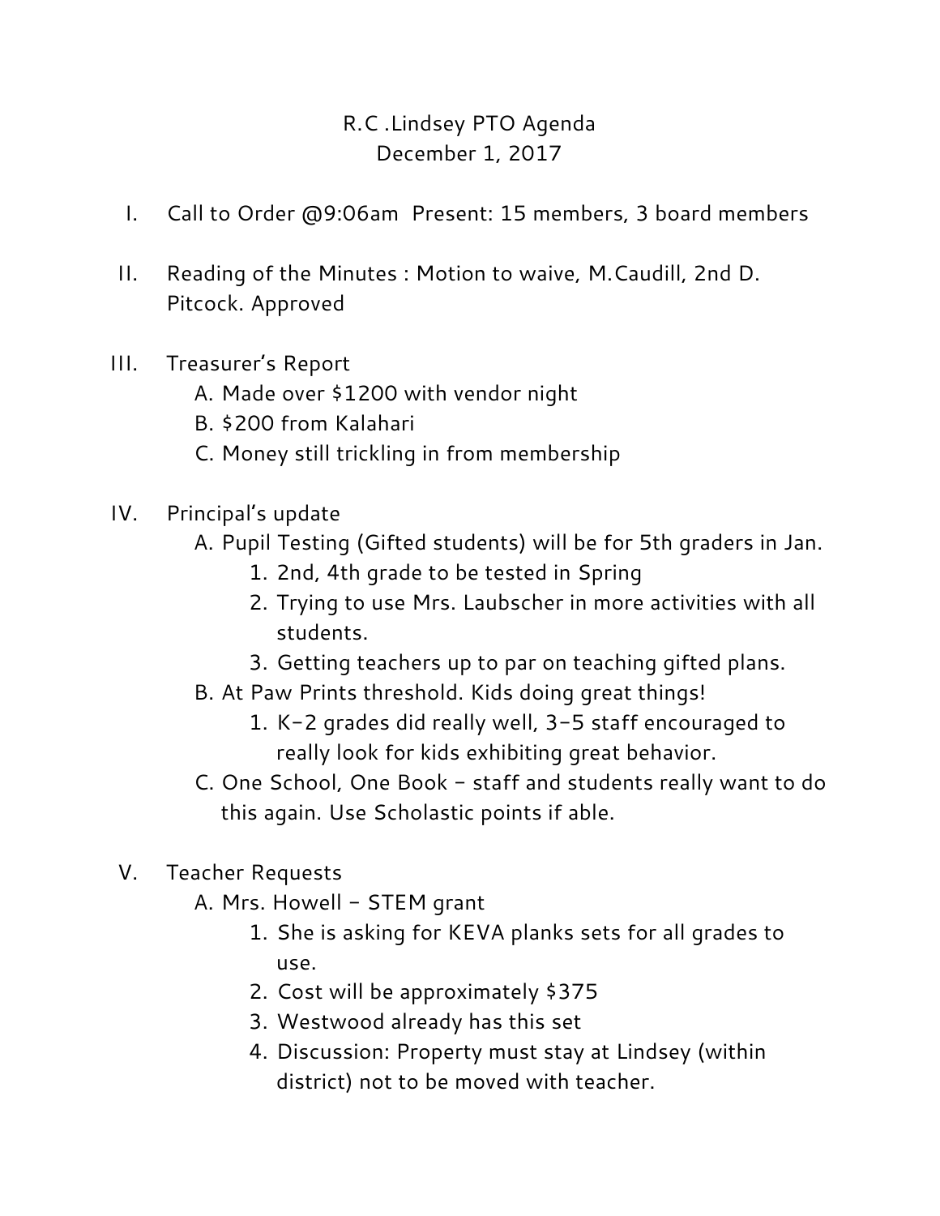# R.C .Lindsey PTO Agenda

December 1, 2017

I. Call to Order @9:06am Present: 15 members, 3 board members

II. Reading of the Minutes : Motion to waive, M.Caudill, 2nd D. Pitcock. Approved

III. Treasurer's Report
   A. Made over $1200 with vendor night
   B. $200 from Kalahari
   C. Money still trickling in from membership

IV. Principal's update
   A. Pupil Testing (Gifted students) will be for 5th graders in Jan.
      1. 2nd, 4th grade to be tested in Spring
      2. Trying to use Mrs. Laubscher in more activities with all students.
      3. Getting teachers up to par on teaching gifted plans.
   B. At Paw Prints threshold. Kids doing great things!
      1. K-2 grades did really well, 3-5 staff encouraged to really look for kids exhibiting great behavior.
   C. One School, One Book - staff and students really want to do this again. Use Scholastic points if able.

V. Teacher Requests
   A. Mrs. Howell - STEM grant
      1. She is asking for KEVA planks sets for all grades to use.
      2. Cost will be approximately $375
      3. Westwood already has this set
      4. Discussion: Property must stay at Lindsey (within district) not to be moved with teacher.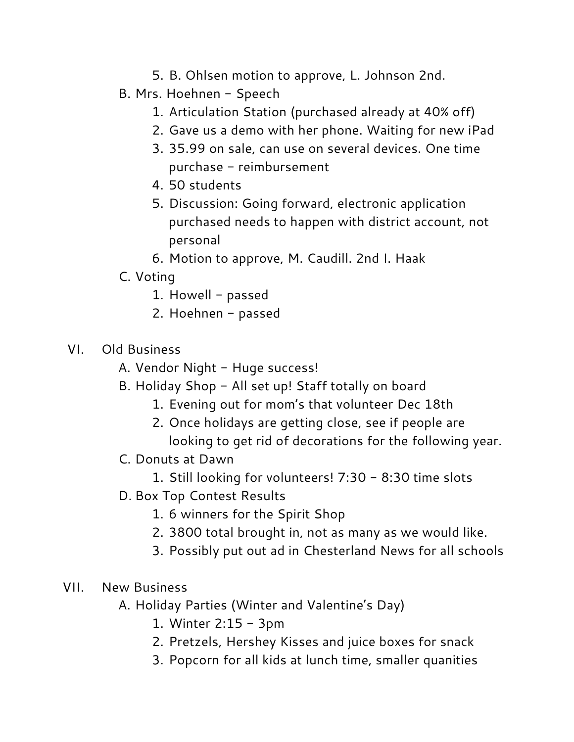5. B. Ohlsen motion to approve, L. Johnson 2nd.

B. Mrs. Hoehnen – Speech
   1. Articulation Station (purchased already at 40% off)
   2. Gave us a demo with her phone. Waiting for new iPad
   3. 35.99 on sale, can use on several devices. One time purchase – reimbursement
   4. 50 students
   5. Discussion: Going forward, electronic application purchased needs to happen with district account, not personal
   6. Motion to approve, M. Caudill. 2nd I. Haak

C. Voting
   1. Howell – passed
   2. Hoehnen – passed

VI. Old Business

A. Vendor Night – Huge success!

B. Holiday Shop – All set up! Staff totally on board
   1. Evening out for mom's that volunteer Dec 18th
   2. Once holidays are getting close, see if people are looking to get rid of decorations for the following year.

C. Donuts at Dawn
   1. Still looking for volunteers! 7:30 – 8:30 time slots

D. Box Top Contest Results
   1. 6 winners for the Spirit Shop
   2. 3800 total brought in, not as many as we would like.
   3. Possibly put out ad in Chesterland News for all schools

VII. New Business

A. Holiday Parties (Winter and Valentine's Day)
   1. Winter 2:15 – 3pm
   2. Pretzels, Hershey Kisses and juice boxes for snack
   3. Popcorn for all kids at lunch time, smaller quanities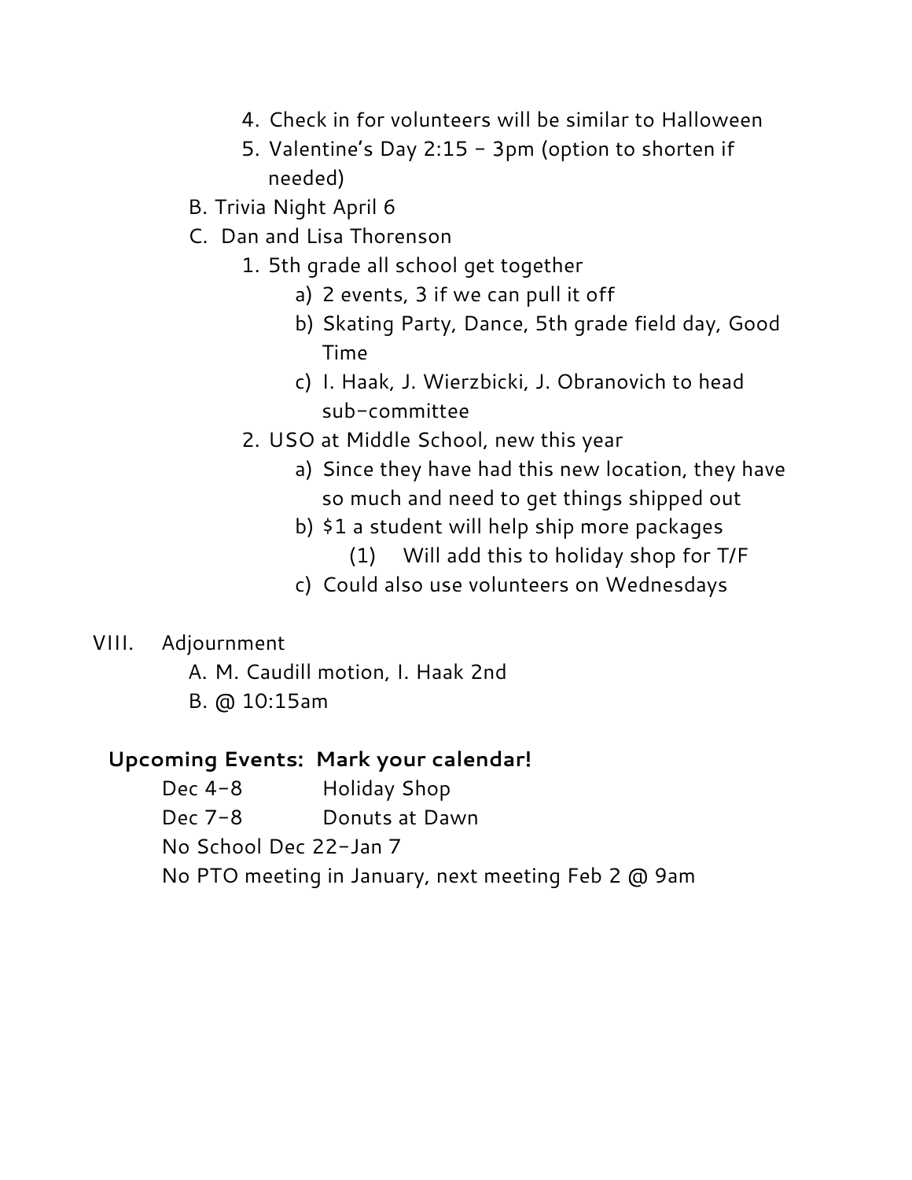4. Check in for volunteers will be similar to Halloween
5. Valentine's Day 2:15 – 3pm (option to shorten if needed)

B. Trivia Night April 6

C. Dan and Lisa Thorenson

1. 5th grade all school get together
   - a) 2 events, 3 if we can pull it off
   - b) Skating Party, Dance, 5th grade field day, Good Time
   - c) I. Haak, J. Wierzbicki, J. Obranovich to head sub-committee
2. USO at Middle School, new this year
   - a) Since they have had this new location, they have so much and need to get things shipped out
   - b) $1 a student will help ship more packages
     - (1) Will add this to holiday shop for T/F
   - c) Could also use volunteers on Wednesdays

VIII. Adjournment

A. M. Caudill motion, I. Haak 2nd

B. @ 10:15am

**Upcoming Events: Mark your calendar!**

Dec 4-8 Holiday Shop

Dec 7-8 Donuts at Dawn

No School Dec 22-Jan 7

No PTO meeting in January, next meeting Feb 2 @ 9am